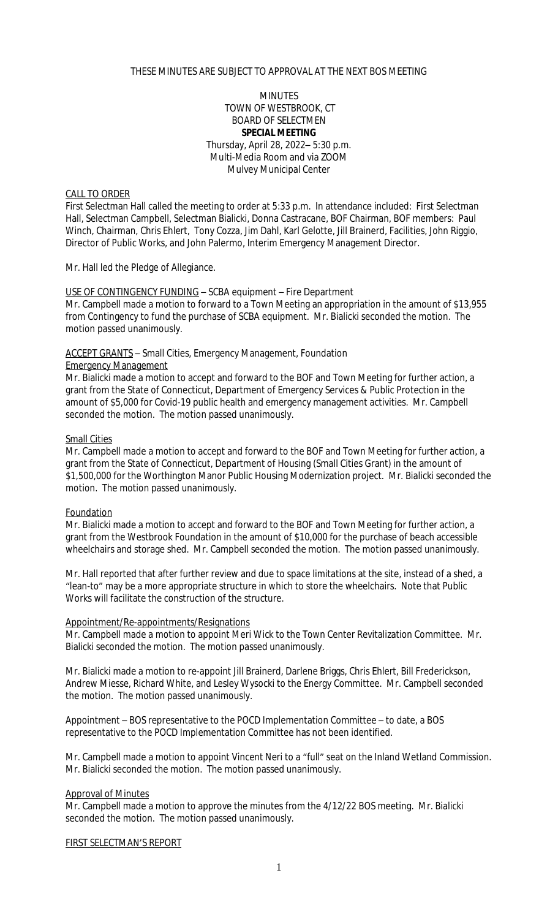THESE MINUTES ARE SUBJECT TO APPROVAL AT THE NEXT BOS MEETING

MINUTES
TOWN OF WESTBROOK, CT
BOARD OF SELECTMEN
**SPECIAL MEETING**
Thursday, April 28, 2022– 5:30 p.m.
Multi-Media Room and via ZOOM
Mulvey Municipal Center

CALL TO ORDER

First Selectman Hall called the meeting to order at 5:33 p.m. In attendance included: First Selectman Hall, Selectman Campbell, Selectman Bialicki, Donna Castracane, BOF Chairman, BOF members: Paul Winch, Chairman, Chris Ehlert, Tony Cozza, Jim Dahl, Karl Gelotte, Jill Brainerd, Facilities, John Riggio, Director of Public Works, and John Palermo, Interim Emergency Management Director.

Mr. Hall led the Pledge of Allegiance.

USE OF CONTINGENCY FUNDING – SCBA equipment – Fire Department

Mr. Campbell made a motion to forward to a Town Meeting an appropriation in the amount of $13,955 from Contingency to fund the purchase of SCBA equipment. Mr. Bialicki seconded the motion. The motion passed unanimously.

ACCEPT GRANTS – Small Cities, Emergency Management, Foundation

Emergency Management

Mr. Bialicki made a motion to accept and forward to the BOF and Town Meeting for further action, a grant from the State of Connecticut, Department of Emergency Services & Public Protection in the amount of $5,000 for Covid-19 public health and emergency management activities. Mr. Campbell seconded the motion. The motion passed unanimously.

Small Cities

Mr. Campbell made a motion to accept and forward to the BOF and Town Meeting for further action, a grant from the State of Connecticut, Department of Housing (Small Cities Grant) in the amount of $1,500,000 for the Worthington Manor Public Housing Modernization project. Mr. Bialicki seconded the motion. The motion passed unanimously.

Foundation

Mr. Bialicki made a motion to accept and forward to the BOF and Town Meeting for further action, a grant from the Westbrook Foundation in the amount of $10,000 for the purchase of beach accessible wheelchairs and storage shed. Mr. Campbell seconded the motion. The motion passed unanimously.

Mr. Hall reported that after further review and due to space limitations at the site, instead of a shed, a "lean-to" may be a more appropriate structure in which to store the wheelchairs. Note that Public Works will facilitate the construction of the structure.

Appointment/Re-appointments/Resignations

Mr. Campbell made a motion to appoint Meri Wick to the Town Center Revitalization Committee. Mr. Bialicki seconded the motion. The motion passed unanimously.

Mr. Bialicki made a motion to re-appoint Jill Brainerd, Darlene Briggs, Chris Ehlert, Bill Frederickson, Andrew Miesse, Richard White, and Lesley Wysocki to the Energy Committee. Mr. Campbell seconded the motion. The motion passed unanimously.

Appointment – BOS representative to the POCD Implementation Committee – to date, a BOS representative to the POCD Implementation Committee has not been identified.

Mr. Campbell made a motion to appoint Vincent Neri to a "full" seat on the Inland Wetland Commission. Mr. Bialicki seconded the motion. The motion passed unanimously.

Approval of Minutes

Mr. Campbell made a motion to approve the minutes from the 4/12/22 BOS meeting. Mr. Bialicki seconded the motion. The motion passed unanimously.

FIRST SELECTMAN'S REPORT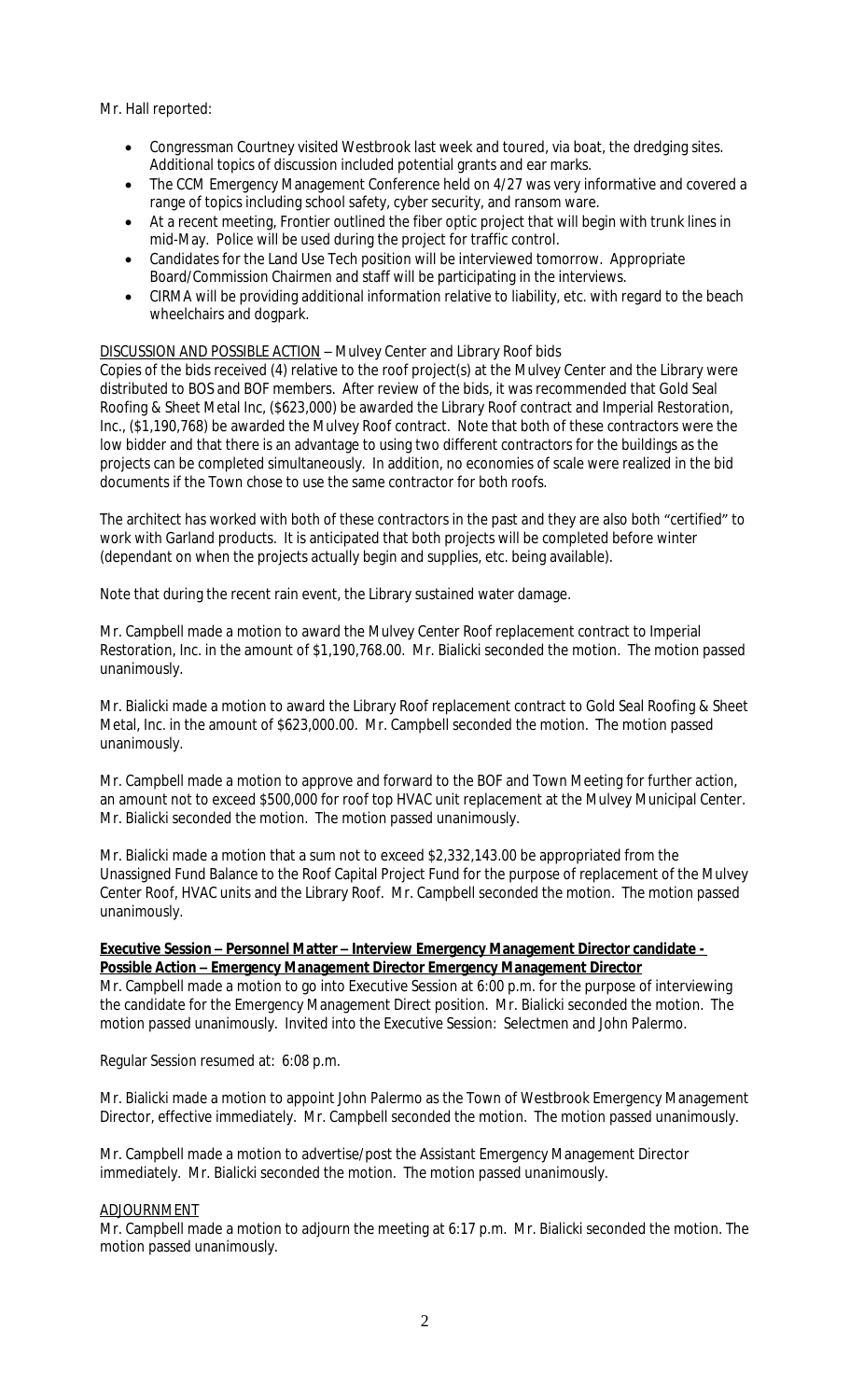Mr. Hall reported:

- Congressman Courtney visited Westbrook last week and toured, via boat, the dredging sites. Additional topics of discussion included potential grants and ear marks.
- The CCM Emergency Management Conference held on 4/27 was very informative and covered a range of topics including school safety, cyber security, and ransom ware.
- At a recent meeting, Frontier outlined the fiber optic project that will begin with trunk lines in mid-May. Police will be used during the project for traffic control.
- Candidates for the Land Use Tech position will be interviewed tomorrow. Appropriate Board/Commission Chairmen and staff will be participating in the interviews.
- CIRMA will be providing additional information relative to liability, etc. with regard to the beach wheelchairs and dogpark.

DISCUSSION AND POSSIBLE ACTION – Mulvey Center and Library Roof bids

Copies of the bids received (4) relative to the roof project(s) at the Mulvey Center and the Library were distributed to BOS and BOF members. After review of the bids, it was recommended that Gold Seal Roofing & Sheet Metal Inc, ($623,000) be awarded the Library Roof contract and Imperial Restoration, Inc., ($1,190,768) be awarded the Mulvey Roof contract. Note that both of these contractors were the low bidder and that there is an advantage to using two different contractors for the buildings as the projects can be completed simultaneously. In addition, no economies of scale were realized in the bid documents if the Town chose to use the same contractor for both roofs.

The architect has worked with both of these contractors in the past and they are also both "certified" to work with Garland products. It is anticipated that both projects will be completed before winter (dependant on when the projects actually begin and supplies, etc. being available).

Note that during the recent rain event, the Library sustained water damage.

Mr. Campbell made a motion to award the Mulvey Center Roof replacement contract to Imperial Restoration, Inc. in the amount of $1,190,768.00. Mr. Bialicki seconded the motion. The motion passed unanimously.

Mr. Bialicki made a motion to award the Library Roof replacement contract to Gold Seal Roofing & Sheet Metal, Inc. in the amount of $623,000.00. Mr. Campbell seconded the motion. The motion passed unanimously.

Mr. Campbell made a motion to approve and forward to the BOF and Town Meeting for further action, an amount not to exceed $500,000 for roof top HVAC unit replacement at the Mulvey Municipal Center. Mr. Bialicki seconded the motion. The motion passed unanimously.

Mr. Bialicki made a motion that a sum not to exceed $2,332,143.00 be appropriated from the Unassigned Fund Balance to the Roof Capital Project Fund for the purpose of replacement of the Mulvey Center Roof, HVAC units and the Library Roof. Mr. Campbell seconded the motion. The motion passed unanimously.

**Executive Session – Personnel Matter – Interview Emergency Management Director candidate - Possible Action – Emergency Management Director Emergency Management Director**

Mr. Campbell made a motion to go into Executive Session at 6:00 p.m. for the purpose of interviewing the candidate for the Emergency Management Direct position. Mr. Bialicki seconded the motion. The motion passed unanimously. Invited into the Executive Session: Selectmen and John Palermo.

Regular Session resumed at: 6:08 p.m.

Mr. Bialicki made a motion to appoint John Palermo as the Town of Westbrook Emergency Management Director, effective immediately. Mr. Campbell seconded the motion. The motion passed unanimously.

Mr. Campbell made a motion to advertise/post the Assistant Emergency Management Director immediately. Mr. Bialicki seconded the motion. The motion passed unanimously.

ADJOURNMENT

Mr. Campbell made a motion to adjourn the meeting at 6:17 p.m. Mr. Bialicki seconded the motion. The motion passed unanimously.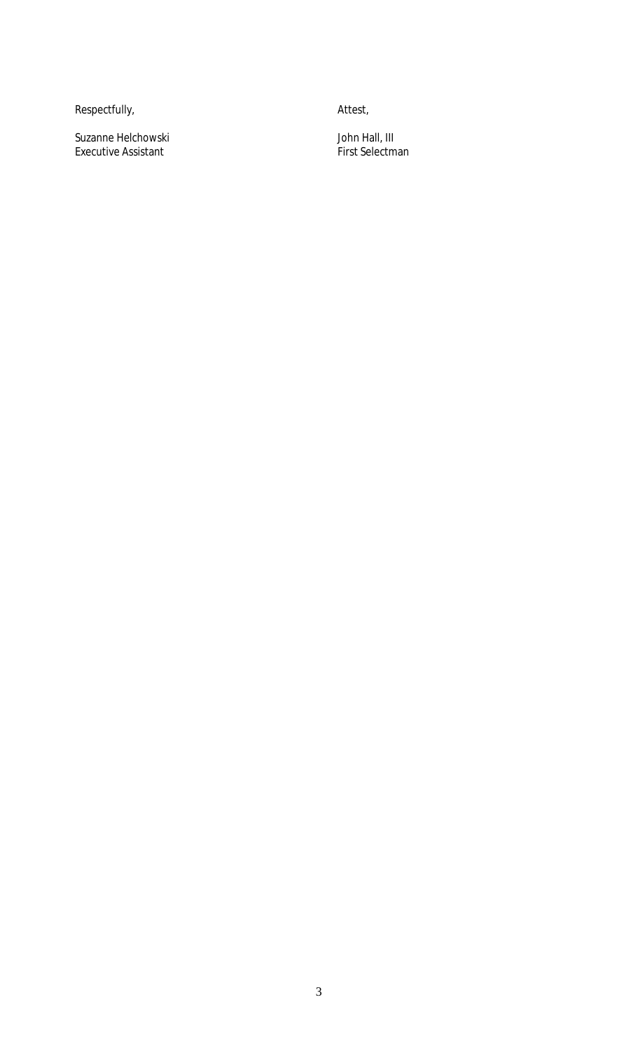| | |
| --- | --- |
| Respectfully, | Attest, |
| Suzanne Helchowski<br>Executive Assistant | John Hall, III<br>First Selectman |